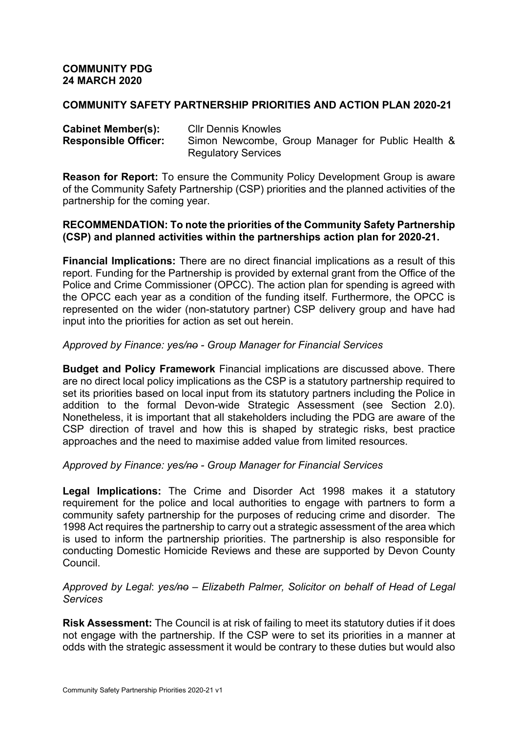**COMMUNITY PDG**
**24 MARCH 2020**

**COMMUNITY SAFETY PARTNERSHIP PRIORITIES AND ACTION PLAN 2020-21**

**Cabinet Member(s):** Cllr Dennis Knowles
**Responsible Officer:** Simon Newcombe, Group Manager for Public Health & Regulatory Services

**Reason for Report:** To ensure the Community Policy Development Group is aware of the Community Safety Partnership (CSP) priorities and the planned activities of the partnership for the coming year.

**RECOMMENDATION: To note the priorities of the Community Safety Partnership (CSP) and planned activities within the partnerships action plan for 2020-21.**

**Financial Implications:** There are no direct financial implications as a result of this report. Funding for the Partnership is provided by external grant from the Office of the Police and Crime Commissioner (OPCC). The action plan for spending is agreed with the OPCC each year as a condition of the funding itself. Furthermore, the OPCC is represented on the wider (non-statutory partner) CSP delivery group and have had input into the priorities for action as set out herein.

*Approved by Finance: yes/~~no~~ - Group Manager for Financial Services*

**Budget and Policy Framework** Financial implications are discussed above. There are no direct local policy implications as the CSP is a statutory partnership required to set its priorities based on local input from its statutory partners including the Police in addition to the formal Devon-wide Strategic Assessment (see Section 2.0). Nonetheless, it is important that all stakeholders including the PDG are aware of the CSP direction of travel and how this is shaped by strategic risks, best practice approaches and the need to maximise added value from limited resources.

*Approved by Finance: yes/~~no~~ - Group Manager for Financial Services*

**Legal Implications:** The Crime and Disorder Act 1998 makes it a statutory requirement for the police and local authorities to engage with partners to form a community safety partnership for the purposes of reducing crime and disorder. The 1998 Act requires the partnership to carry out a strategic assessment of the area which is used to inform the partnership priorities. The partnership is also responsible for conducting Domestic Homicide Reviews and these are supported by Devon County Council.

*Approved by Legal: yes/~~no~~ – Elizabeth Palmer, Solicitor on behalf of Head of Legal Services*

**Risk Assessment:** The Council is at risk of failing to meet its statutory duties if it does not engage with the partnership. If the CSP were to set its priorities in a manner at odds with the strategic assessment it would be contrary to these duties but would also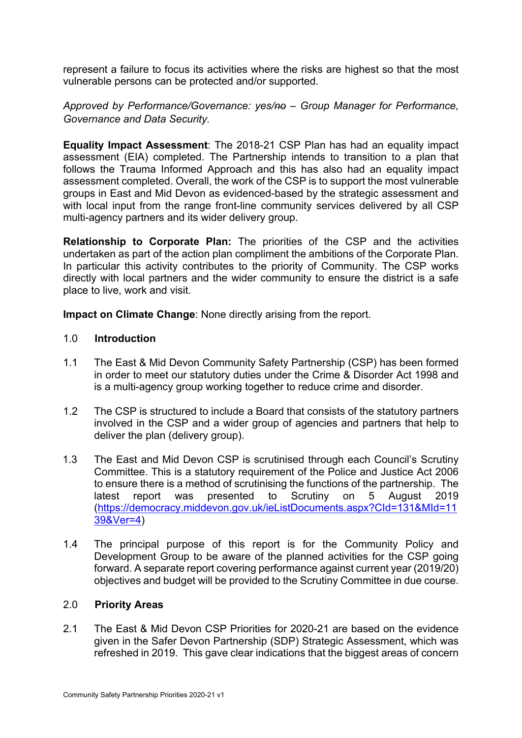represent a failure to focus its activities where the risks are highest so that the most vulnerable persons can be protected and/or supported.

*Approved by Performance/Governance: yes/~~no~~ – Group Manager for Performance, Governance and Data Security.*

**Equality Impact Assessment**: The 2018-21 CSP Plan has had an equality impact assessment (EIA) completed. The Partnership intends to transition to a plan that follows the Trauma Informed Approach and this has also had an equality impact assessment completed. Overall, the work of the CSP is to support the most vulnerable groups in East and Mid Devon as evidenced-based by the strategic assessment and with local input from the range front-line community services delivered by all CSP multi-agency partners and its wider delivery group.

**Relationship to Corporate Plan:** The priorities of the CSP and the activities undertaken as part of the action plan compliment the ambitions of the Corporate Plan. In particular this activity contributes to the priority of Community. The CSP works directly with local partners and the wider community to ensure the district is a safe place to live, work and visit.

**Impact on Climate Change**: None directly arising from the report.

## 1.0 Introduction

1.1 The East & Mid Devon Community Safety Partnership (CSP) has been formed in order to meet our statutory duties under the Crime & Disorder Act 1998 and is a multi-agency group working together to reduce crime and disorder.

1.2 The CSP is structured to include a Board that consists of the statutory partners involved in the CSP and a wider group of agencies and partners that help to deliver the plan (delivery group).

1.3 The East and Mid Devon CSP is scrutinised through each Council's Scrutiny Committee. This is a statutory requirement of the Police and Justice Act 2006 to ensure there is a method of scrutinising the functions of the partnership. The latest report was presented to Scrutiny on 5 August 2019 (https://democracy.middevon.gov.uk/ieListDocuments.aspx?CId=131&MId=1139&Ver=4)

1.4 The principal purpose of this report is for the Community Policy and Development Group to be aware of the planned activities for the CSP going forward. A separate report covering performance against current year (2019/20) objectives and budget will be provided to the Scrutiny Committee in due course.

## 2.0 Priority Areas

2.1 The East & Mid Devon CSP Priorities for 2020-21 are based on the evidence given in the Safer Devon Partnership (SDP) Strategic Assessment, which was refreshed in 2019. This gave clear indications that the biggest areas of concern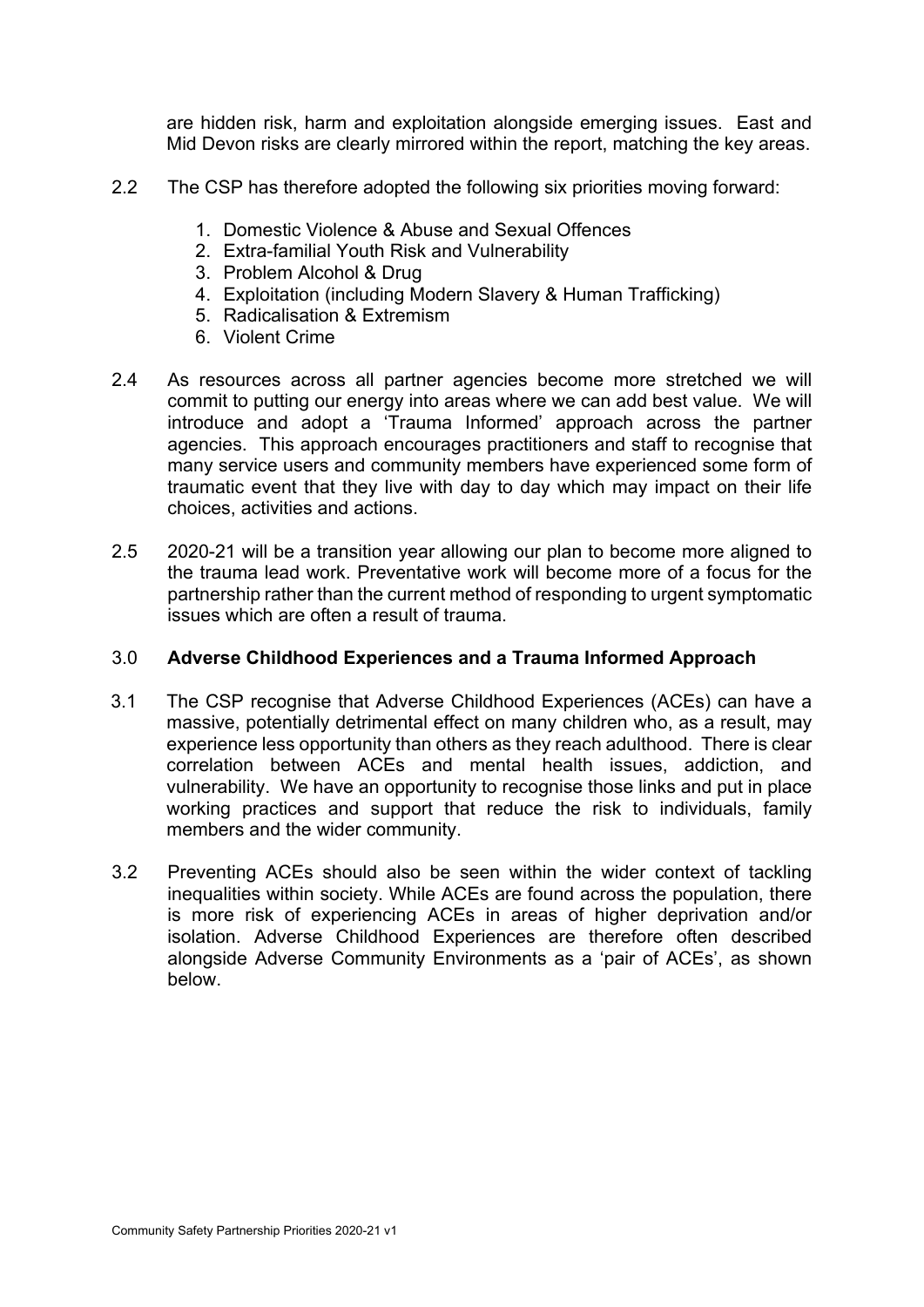are hidden risk, harm and exploitation alongside emerging issues. East and Mid Devon risks are clearly mirrored within the report, matching the key areas.

2.2 The CSP has therefore adopted the following six priorities moving forward:

1. Domestic Violence & Abuse and Sexual Offences
2. Extra-familial Youth Risk and Vulnerability
3. Problem Alcohol & Drug
4. Exploitation (including Modern Slavery & Human Trafficking)
5. Radicalisation & Extremism
6. Violent Crime

2.4 As resources across all partner agencies become more stretched we will commit to putting our energy into areas where we can add best value. We will introduce and adopt a 'Trauma Informed' approach across the partner agencies. This approach encourages practitioners and staff to recognise that many service users and community members have experienced some form of traumatic event that they live with day to day which may impact on their life choices, activities and actions.

2.5 2020-21 will be a transition year allowing our plan to become more aligned to the trauma lead work. Preventative work will become more of a focus for the partnership rather than the current method of responding to urgent symptomatic issues which are often a result of trauma.

## 3.0 Adverse Childhood Experiences and a Trauma Informed Approach

3.1 The CSP recognise that Adverse Childhood Experiences (ACEs) can have a massive, potentially detrimental effect on many children who, as a result, may experience less opportunity than others as they reach adulthood. There is clear correlation between ACEs and mental health issues, addiction, and vulnerability. We have an opportunity to recognise those links and put in place working practices and support that reduce the risk to individuals, family members and the wider community.

3.2 Preventing ACEs should also be seen within the wider context of tackling inequalities within society. While ACEs are found across the population, there is more risk of experiencing ACEs in areas of higher deprivation and/or isolation. Adverse Childhood Experiences are therefore often described alongside Adverse Community Environments as a 'pair of ACEs', as shown below.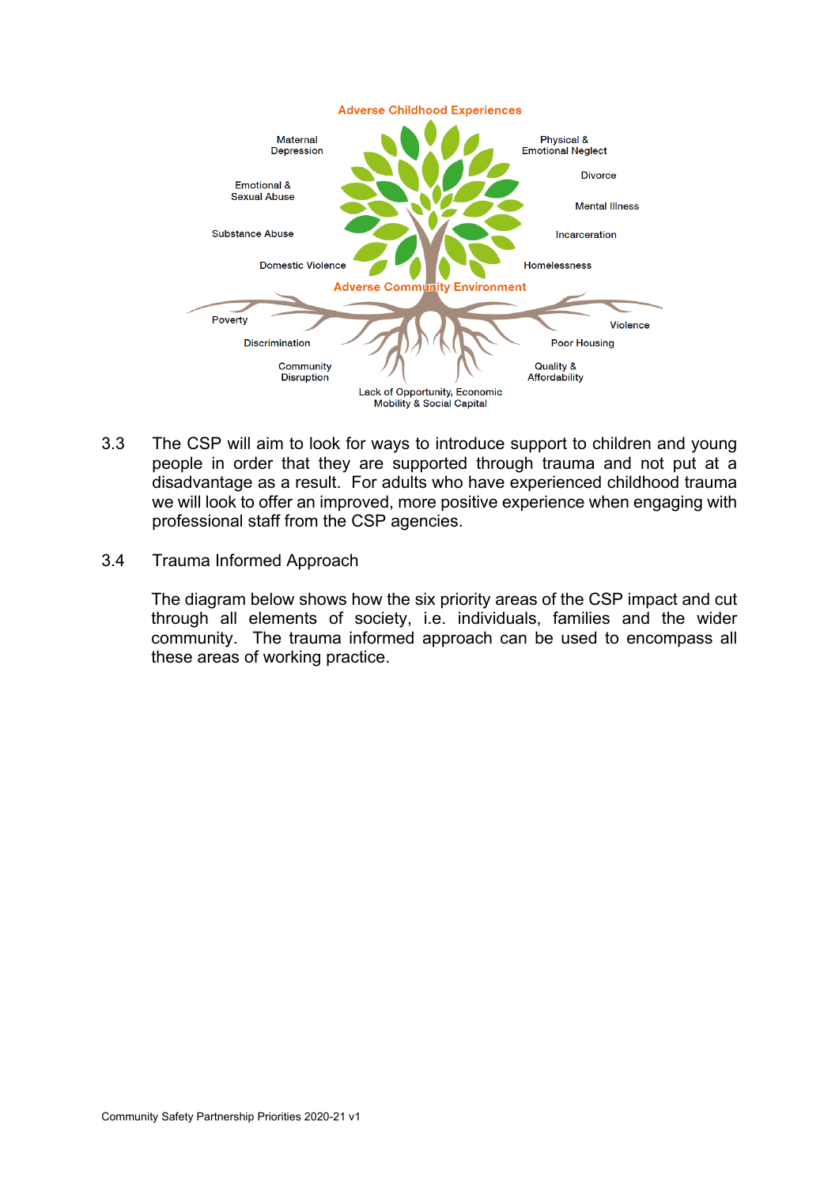**Adverse Childhood Experiences**

- Maternal Depression
- Emotional & Sexual Abuse
- Substance Abuse
- Domestic Violence
- Physical & Emotional Neglect
- Divorce
- Mental Illness
- Incarceration
- Homelessness

**Adverse Community Environment**

- Poverty
- Discrimination
- Community Disruption
- Lack of Opportunity, Economic Mobility & Social Capital
- Violence
- Poor Housing
- Quality & Affordability

3.3 The CSP will aim to look for ways to introduce support to children and young people in order that they are supported through trauma and not put at a disadvantage as a result. For adults who have experienced childhood trauma we will look to offer an improved, more positive experience when engaging with professional staff from the CSP agencies.

3.4 Trauma Informed Approach

The diagram below shows how the six priority areas of the CSP impact and cut through all elements of society, i.e. individuals, families and the wider community. The trauma informed approach can be used to encompass all these areas of working practice.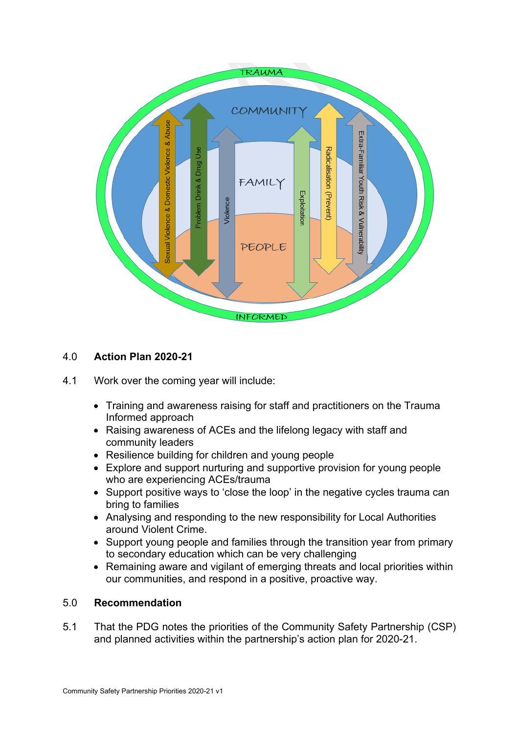## 4.0 Action Plan 2020-21

4.1 Work over the coming year will include:

- Training and awareness raising for staff and practitioners on the Trauma Informed approach
- Raising awareness of ACEs and the lifelong legacy with staff and community leaders
- Resilience building for children and young people
- Explore and support nurturing and supportive provision for young people who are experiencing ACEs/trauma
- Support positive ways to 'close the loop' in the negative cycles trauma can bring to families
- Analysing and responding to the new responsibility for Local Authorities around Violent Crime.
- Support young people and families through the transition year from primary to secondary education which can be very challenging
- Remaining aware and vigilant of emerging threats and local priorities within our communities, and respond in a positive, proactive way.

## 5.0 Recommendation

5.1 That the PDG notes the priorities of the Community Safety Partnership (CSP) and planned activities within the partnership's action plan for 2020-21.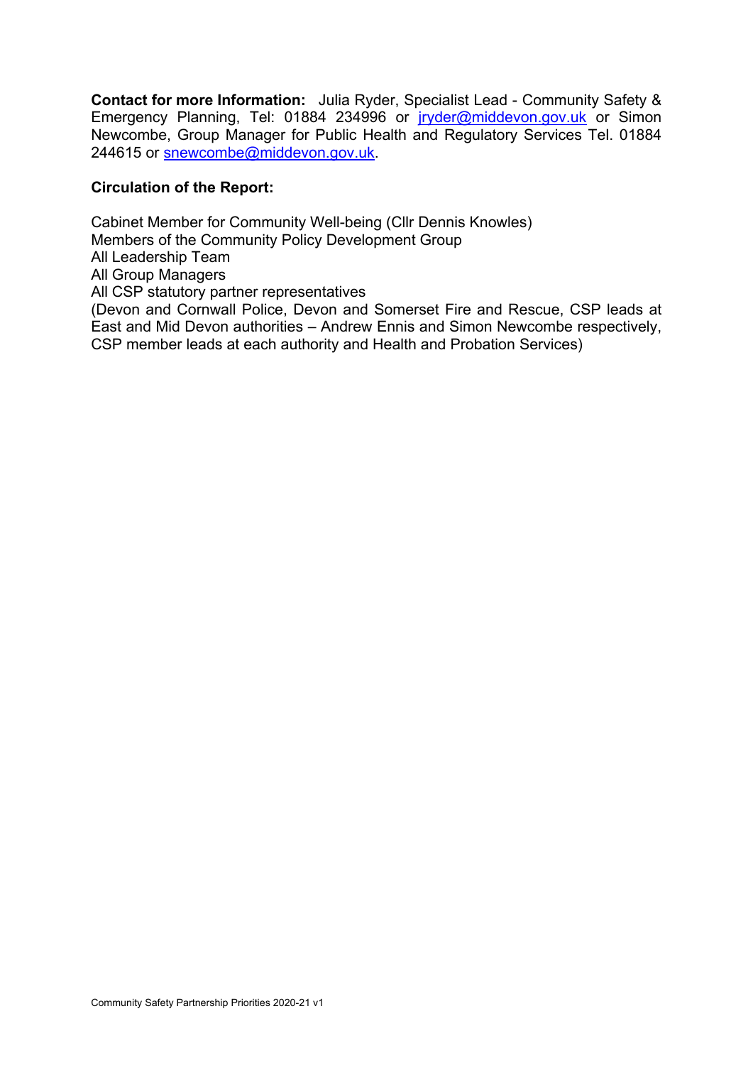**Contact for more Information:** Julia Ryder, Specialist Lead - Community Safety & Emergency Planning, Tel: 01884 234996 or jryder@middevon.gov.uk or Simon Newcombe, Group Manager for Public Health and Regulatory Services Tel. 01884 244615 or snewcombe@middevon.gov.uk.

**Circulation of the Report:**

Cabinet Member for Community Well-being (Cllr Dennis Knowles)
Members of the Community Policy Development Group
All Leadership Team
All Group Managers
All CSP statutory partner representatives
(Devon and Cornwall Police, Devon and Somerset Fire and Rescue, CSP leads at East and Mid Devon authorities – Andrew Ennis and Simon Newcombe respectively, CSP member leads at each authority and Health and Probation Services)